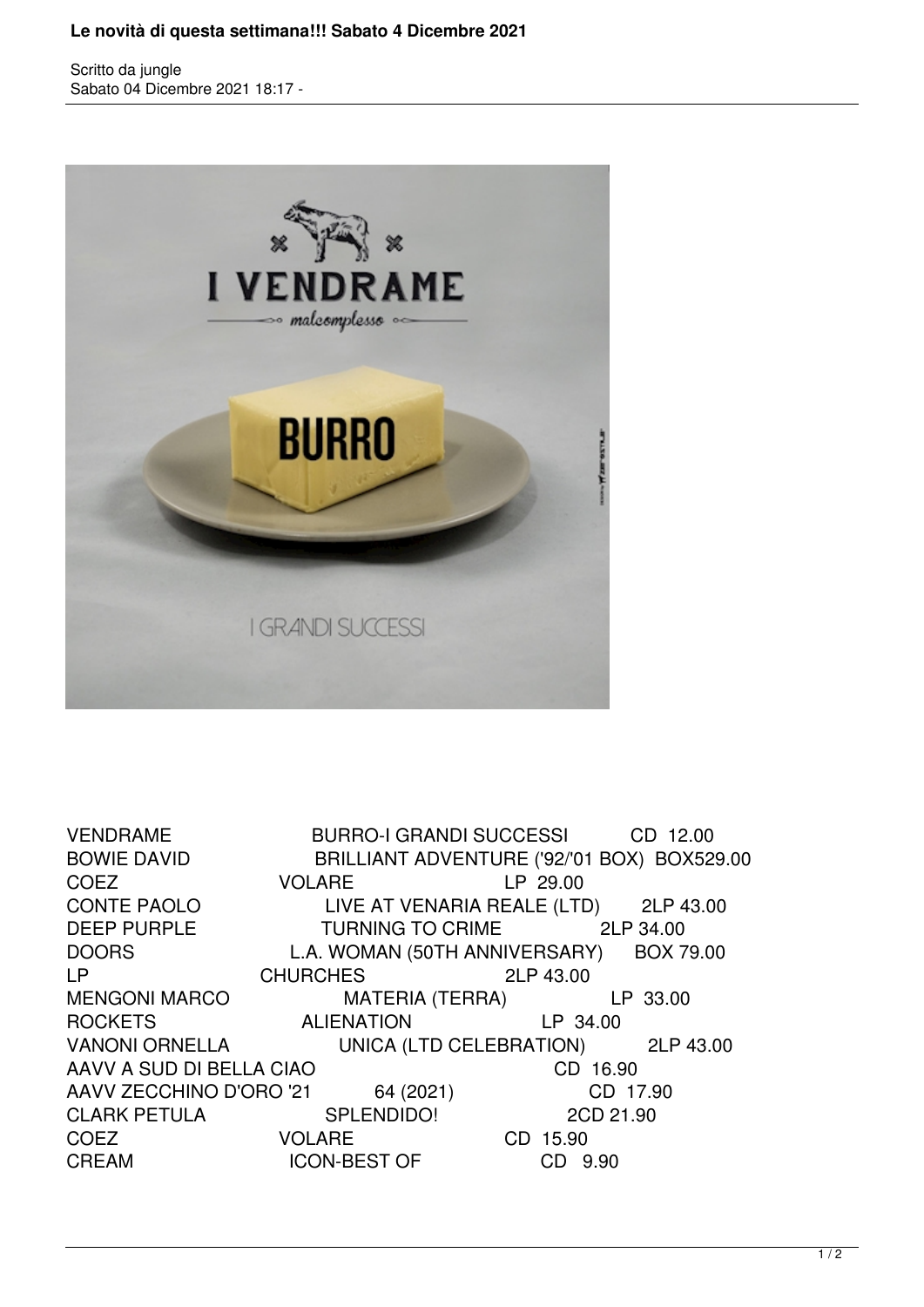# Le novità di questa settimana!!! Sabato 4 Dicembre 2021

Scritto da jungle
Sabato 04 Dicembre 2021 18:17 -

| | | | |
|---|---|---|---|
| VENDRAME | BURRO-I GRANDI SUCCESSI | CD | 12.00 |
| BOWIE DAVID | BRILLIANT ADVENTURE ('92/'01 BOX) | BOX | 529.00 |
| COEZ | VOLARE | LP | 29.00 |
| CONTE PAOLO | LIVE AT VENARIA REALE (LTD) | 2LP | 43.00 |
| DEEP PURPLE | TURNING TO CRIME | 2LP | 34.00 |
| DOORS | L.A. WOMAN (50TH ANNIVERSARY) | BOX | 79.00 |
| LP | CHURCHES | 2LP | 43.00 |
| MENGONI MARCO | MATERIA (TERRA) | LP | 33.00 |
| ROCKETS | ALIENATION | LP | 34.00 |
| VANONI ORNELLA | UNICA (LTD CELEBRATION) | 2LP | 43.00 |
| AAVV A SUD DI BELLA CIAO | | CD | 16.90 |
| AAVV ZECCHINO D'ORO '21 | 64 (2021) | CD | 17.90 |
| CLARK PETULA | SPLENDIDO! | 2CD | 21.90 |
| COEZ | VOLARE | CD | 15.90 |
| CREAM | ICON-BEST OF | CD | 9.90 |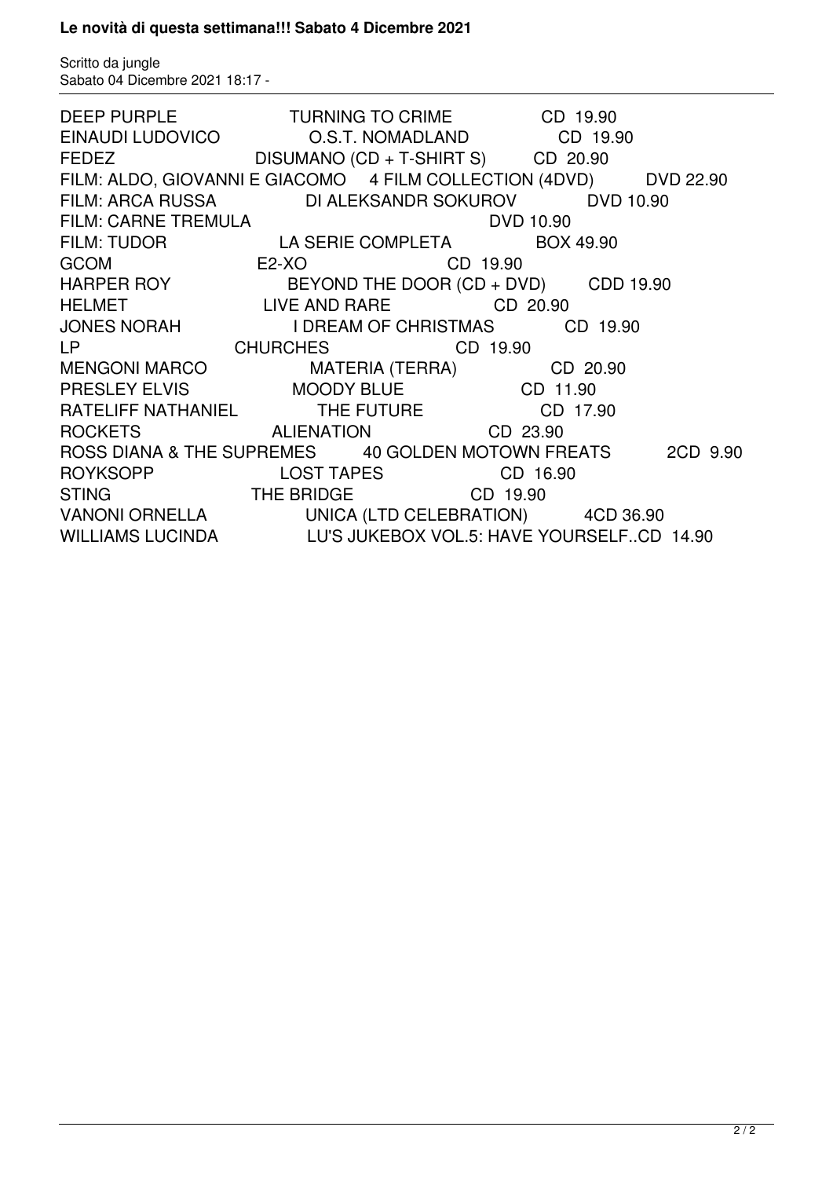| | | |
|---|---|---|
| DEEP PURPLE | TURNING TO CRIME | CD 19.90 |
| EINAUDI LUDOVICO | O.S.T. NOMADLAND | CD 19.90 |
| FEDEZ | DISUMANO (CD + T-SHIRT S) | CD 20.90 |
| FILM: ALDO, GIOVANNI E GIACOMO | 4 FILM COLLECTION (4DVD) | DVD 22.90 |
| FILM: ARCA RUSSA | DI ALEKSANDR SOKUROV | DVD 10.90 |
| FILM: CARNE TREMULA | | DVD 10.90 |
| FILM: TUDOR | LA SERIE COMPLETA | BOX 49.90 |
| GCOM | E2-XO | CD 19.90 |
| HARPER ROY | BEYOND THE DOOR (CD + DVD) | CDD 19.90 |
| HELMET | LIVE AND RARE | CD 20.90 |
| JONES NORAH | I DREAM OF CHRISTMAS | CD 19.90 |
| LP | CHURCHES | CD 19.90 |
| MENGONI MARCO | MATERIA (TERRA) | CD 20.90 |
| PRESLEY ELVIS | MOODY BLUE | CD 11.90 |
| RATELIFF NATHANIEL | THE FUTURE | CD 17.90 |
| ROCKETS | ALIENATION | CD 23.90 |
| ROSS DIANA & THE SUPREMES | 40 GOLDEN MOTOWN FREATS | 2CD 9.90 |
| ROYKSOPP | LOST TAPES | CD 16.90 |
| STING | THE BRIDGE | CD 19.90 |
| VANONI ORNELLA | UNICA (LTD CELEBRATION) | 4CD 36.90 |
| WILLIAMS LUCINDA | LU'S JUKEBOX VOL.5: HAVE YOURSELF.. | CD 14.90 |